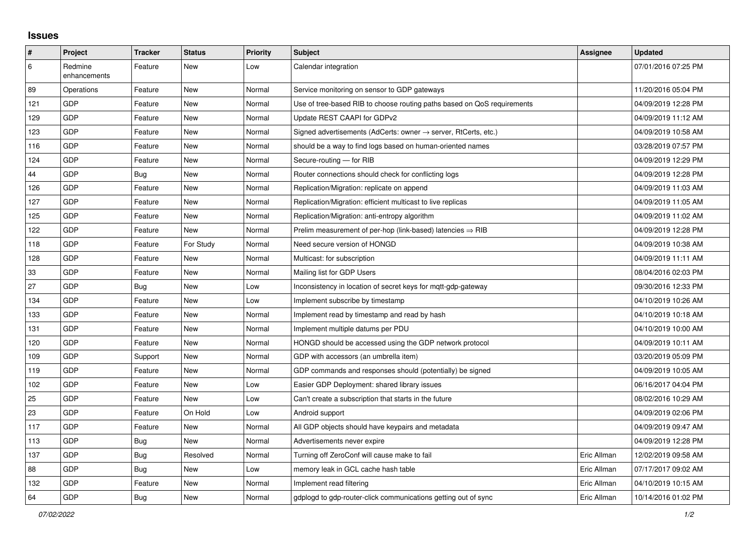## Issues

| # | Project | Tracker | Status | Priority | Subject | Assignee | Updated |
|---|---|---|---|---|---|---|---|
| 6 | Redmine enhancements | Feature | New | Low | Calendar integration | | 07/01/2016 07:25 PM |
| 89 | Operations | Feature | New | Normal | Service monitoring on sensor to GDP gateways | | 11/20/2016 05:04 PM |
| 121 | GDP | Feature | New | Normal | Use of tree-based RIB to choose routing paths based on QoS requirements | | 04/09/2019 12:28 PM |
| 129 | GDP | Feature | New | Normal | Update REST CAAPI for GDPv2 | | 04/09/2019 11:12 AM |
| 123 | GDP | Feature | New | Normal | Signed advertisements (AdCerts: owner → server, RtCerts, etc.) | | 04/09/2019 10:58 AM |
| 116 | GDP | Feature | New | Normal | should be a way to find logs based on human-oriented names | | 03/28/2019 07:57 PM |
| 124 | GDP | Feature | New | Normal | Secure-routing — for RIB | | 04/09/2019 12:29 PM |
| 44 | GDP | Bug | New | Normal | Router connections should check for conflicting logs | | 04/09/2019 12:28 PM |
| 126 | GDP | Feature | New | Normal | Replication/Migration: replicate on append | | 04/09/2019 11:03 AM |
| 127 | GDP | Feature | New | Normal | Replication/Migration: efficient multicast to live replicas | | 04/09/2019 11:05 AM |
| 125 | GDP | Feature | New | Normal | Replication/Migration: anti-entropy algorithm | | 04/09/2019 11:02 AM |
| 122 | GDP | Feature | New | Normal | Prelim measurement of per-hop (link-based) latencies ⇒ RIB | | 04/09/2019 12:28 PM |
| 118 | GDP | Feature | For Study | Normal | Need secure version of HONGD | | 04/09/2019 10:38 AM |
| 128 | GDP | Feature | New | Normal | Multicast: for subscription | | 04/09/2019 11:11 AM |
| 33 | GDP | Feature | New | Normal | Mailing list for GDP Users | | 08/04/2016 02:03 PM |
| 27 | GDP | Bug | New | Low | Inconsistency in location of secret keys for mqtt-gdp-gateway | | 09/30/2016 12:33 PM |
| 134 | GDP | Feature | New | Low | Implement subscribe by timestamp | | 04/10/2019 10:26 AM |
| 133 | GDP | Feature | New | Normal | Implement read by timestamp and read by hash | | 04/10/2019 10:18 AM |
| 131 | GDP | Feature | New | Normal | Implement multiple datums per PDU | | 04/10/2019 10:00 AM |
| 120 | GDP | Feature | New | Normal | HONGD should be accessed using the GDP network protocol | | 04/09/2019 10:11 AM |
| 109 | GDP | Support | New | Normal | GDP with accessors (an umbrella item) | | 03/20/2019 05:09 PM |
| 119 | GDP | Feature | New | Normal | GDP commands and responses should (potentially) be signed | | 04/09/2019 10:05 AM |
| 102 | GDP | Feature | New | Low | Easier GDP Deployment: shared library issues | | 06/16/2017 04:04 PM |
| 25 | GDP | Feature | New | Low | Can't create a subscription that starts in the future | | 08/02/2016 10:29 AM |
| 23 | GDP | Feature | On Hold | Low | Android support | | 04/09/2019 02:06 PM |
| 117 | GDP | Feature | New | Normal | All GDP objects should have keypairs and metadata | | 04/09/2019 09:47 AM |
| 113 | GDP | Bug | New | Normal | Advertisements never expire | | 04/09/2019 12:28 PM |
| 137 | GDP | Bug | Resolved | Normal | Turning off ZeroConf will cause make to fail | Eric Allman | 12/02/2019 09:58 AM |
| 88 | GDP | Bug | New | Low | memory leak in GCL cache hash table | Eric Allman | 07/17/2017 09:02 AM |
| 132 | GDP | Feature | New | Normal | Implement read filtering | Eric Allman | 04/10/2019 10:15 AM |
| 64 | GDP | Bug | New | Normal | gdplogd to gdp-router-click communications getting out of sync | Eric Allman | 10/14/2016 01:02 PM |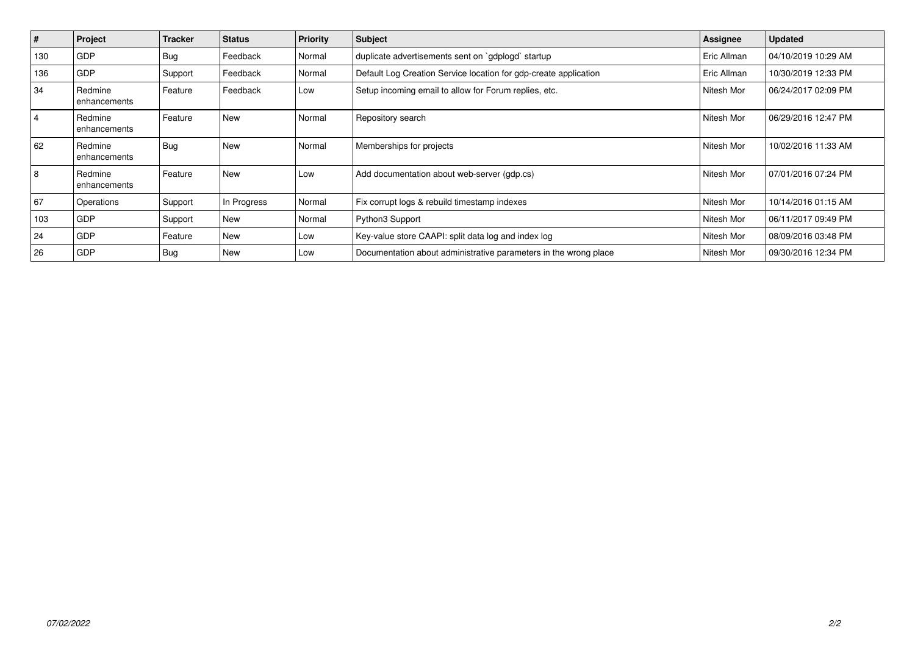| # | Project | Tracker | Status | Priority | Subject | Assignee | Updated |
|---|---|---|---|---|---|---|---|
| 130 | GDP | Bug | Feedback | Normal | duplicate advertisements sent on `gdplogd` startup | Eric Allman | 04/10/2019 10:29 AM |
| 136 | GDP | Support | Feedback | Normal | Default Log Creation Service location for gdp-create application | Eric Allman | 10/30/2019 12:33 PM |
| 34 | Redmine enhancements | Feature | Feedback | Low | Setup incoming email to allow for Forum replies, etc. | Nitesh Mor | 06/24/2017 02:09 PM |
| 4 | Redmine enhancements | Feature | New | Normal | Repository search | Nitesh Mor | 06/29/2016 12:47 PM |
| 62 | Redmine enhancements | Bug | New | Normal | Memberships for projects | Nitesh Mor | 10/02/2016 11:33 AM |
| 8 | Redmine enhancements | Feature | New | Low | Add documentation about web-server (gdp.cs) | Nitesh Mor | 07/01/2016 07:24 PM |
| 67 | Operations | Support | In Progress | Normal | Fix corrupt logs & rebuild timestamp indexes | Nitesh Mor | 10/14/2016 01:15 AM |
| 103 | GDP | Support | New | Normal | Python3 Support | Nitesh Mor | 06/11/2017 09:49 PM |
| 24 | GDP | Feature | New | Low | Key-value store CAAPI: split data log and index log | Nitesh Mor | 08/09/2016 03:48 PM |
| 26 | GDP | Bug | New | Low | Documentation about administrative parameters in the wrong place | Nitesh Mor | 09/30/2016 12:34 PM |